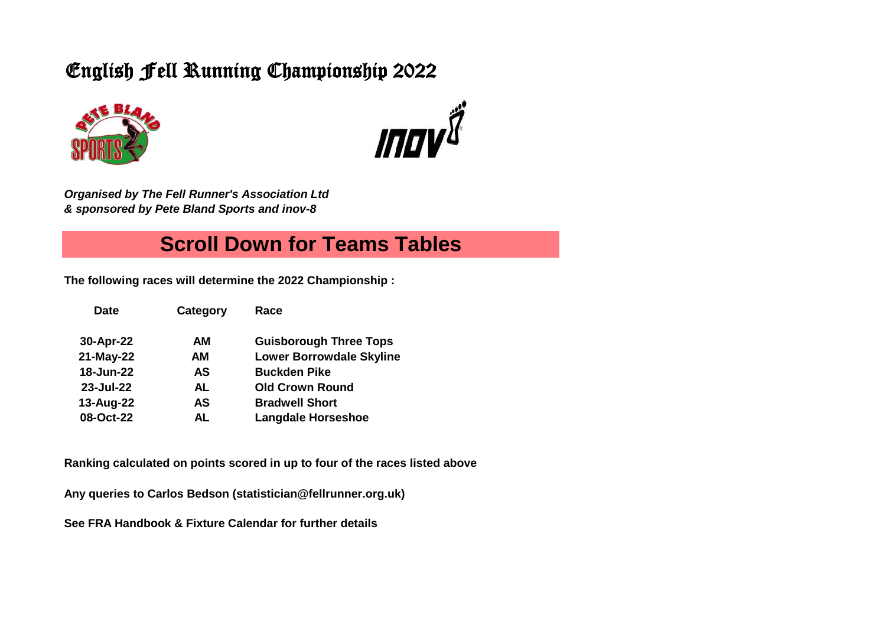# English Fell Running Championship 2022

***Organised by The Fell Runner's Association Ltd***
***& sponsored by Pete Bland Sports and inov-8***

## Scroll Down for Teams Tables

**The following races will determine the 2022 Championship :**

| Date | Category | Race |
|---|---|---|
| 30-Apr-22 | AM | Guisborough Three Tops |
| 21-May-22 | AM | Lower Borrowdale Skyline |
| 18-Jun-22 | AS | Buckden Pike |
| 23-Jul-22 | AL | Old Crown Round |
| 13-Aug-22 | AS | Bradwell Short |
| 08-Oct-22 | AL | Langdale Horseshoe |

**Ranking calculated on points scored in up to four of the races listed above**

**Any queries to Carlos Bedson (statistician@fellrunner.org.uk)**

**See FRA Handbook & Fixture Calendar for further details**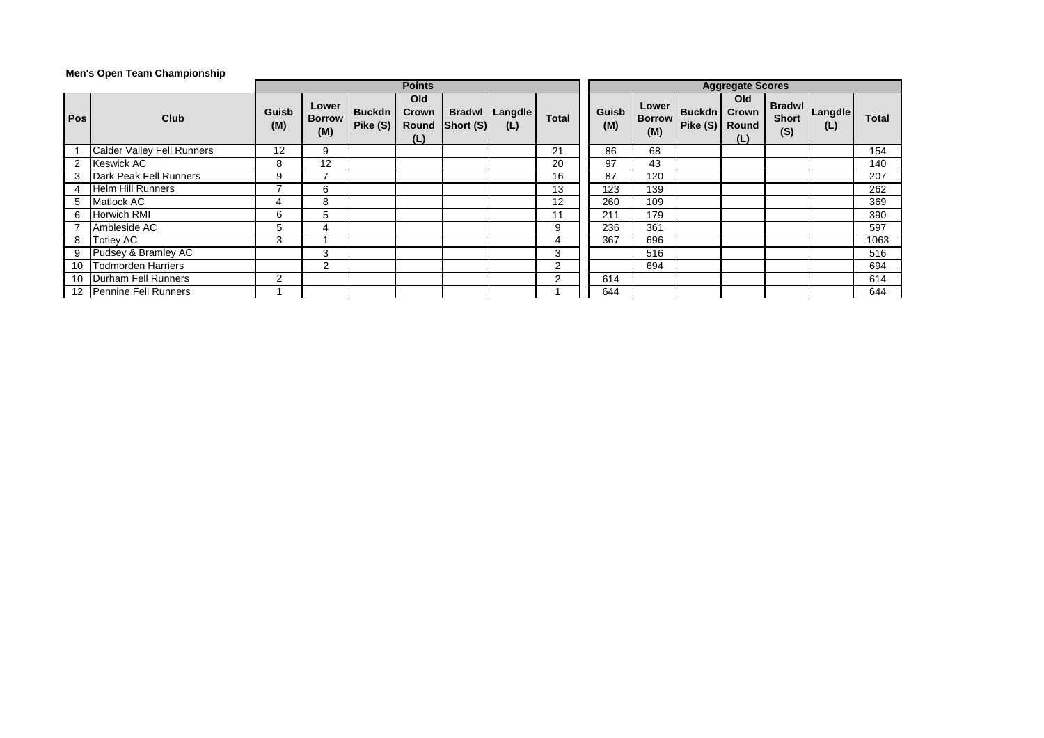**Men's Open Team Championship**

| | | Points | | | | | | | Aggregate Scores | | | | | | |
|---|---|---|---|---|---|---|---|---|---|---|---|---|---|---|---|
| Pos | Club | Guisb (M) | Lower Borrow (M) | Buckdn Pike (S) | Old Crown Round (L) | Bradwl Short (S) | Langdle (L) | Total | Guisb (M) | Lower Borrow (M) | Buckdn Pike (S) | Old Crown Round (L) | Bradwl Short (S) | Langdle (L) | Total |
| 1 | Calder Valley Fell Runners | 12 | 9 | | | | | 21 | 86 | 68 | | | | | 154 |
| 2 | Keswick AC | 8 | 12 | | | | | 20 | 97 | 43 | | | | | 140 |
| 3 | Dark Peak Fell Runners | 9 | 7 | | | | | 16 | 87 | 120 | | | | | 207 |
| 4 | Helm Hill Runners | 7 | 6 | | | | | 13 | 123 | 139 | | | | | 262 |
| 5 | Matlock AC | 4 | 8 | | | | | 12 | 260 | 109 | | | | | 369 |
| 6 | Horwich RMI | 6 | 5 | | | | | 11 | 211 | 179 | | | | | 390 |
| 7 | Ambleside AC | 5 | 4 | | | | | 9 | 236 | 361 | | | | | 597 |
| 8 | Totley AC | 3 | 1 | | | | | 4 | 367 | 696 | | | | | 1063 |
| 9 | Pudsey & Bramley AC | | 3 | | | | | 3 | | 516 | | | | | 516 |
| 10 | Todmorden Harriers | | 2 | | | | | 2 | | 694 | | | | | 694 |
| 10 | Durham Fell Runners | 2 | | | | | | 2 | 614 | | | | | | 614 |
| 12 | Pennine Fell Runners | 1 | | | | | | 1 | 644 | | | | | | 644 |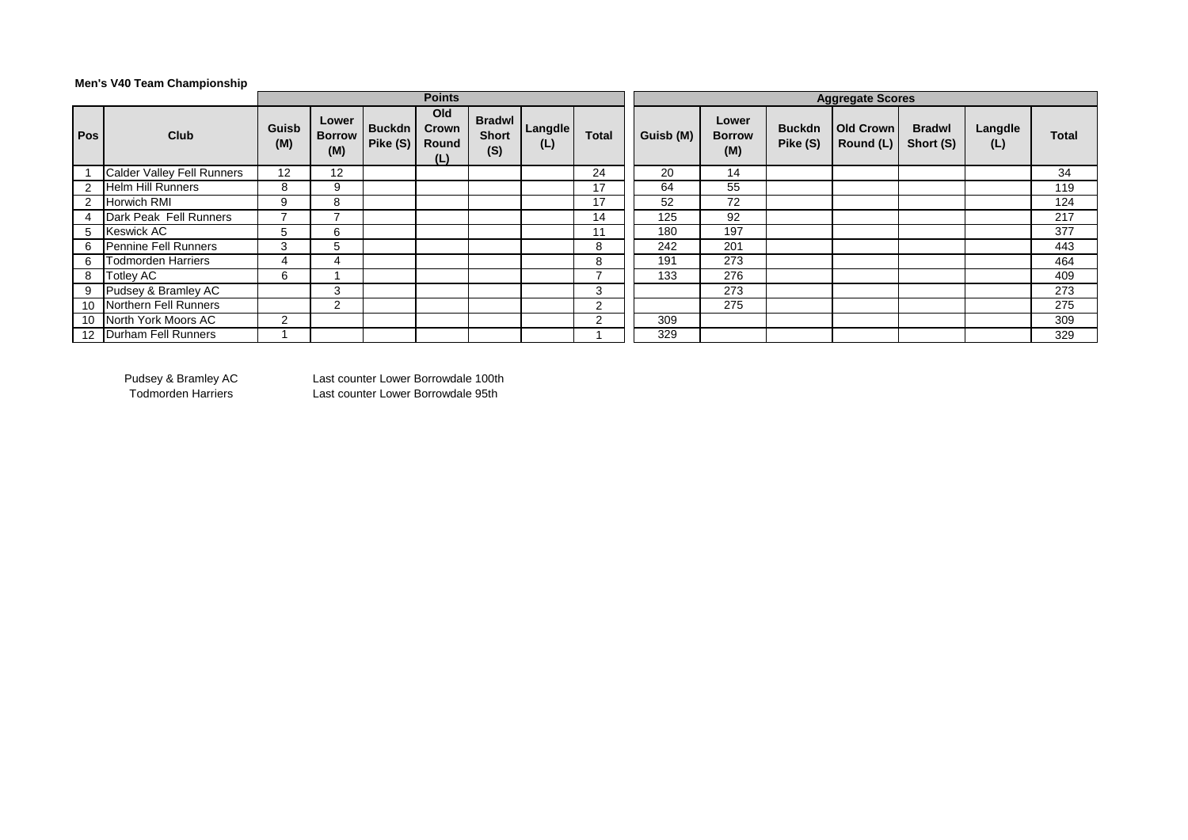**Men's V40 Team Championship**

| Pos | Club | Points | | | | | | | Aggregate Scores | | | | | | |
|---|---|---|---|---|---|---|---|---|---|---|---|---|---|---|---|
| | | Guisb (M) | Lower Borrow (M) | Buckdn Pike (S) | Old Crown Round (L) | Bradwl Short (S) | Langdle (L) | Total | Guisb (M) | Lower Borrow (M) | Buckdn Pike (S) | Old Crown Round (L) | Bradwl Short (S) | Langdle (L) | Total |
| 1 | Calder Valley Fell Runners | 12 | 12 | | | | | 24 | 20 | 14 | | | | | 34 |
| 2 | Helm Hill Runners | 8 | 9 | | | | | 17 | 64 | 55 | | | | | 119 |
| 2 | Horwich RMI | 9 | 8 | | | | | 17 | 52 | 72 | | | | | 124 |
| 4 | Dark Peak Fell Runners | 7 | 7 | | | | | 14 | 125 | 92 | | | | | 217 |
| 5 | Keswick AC | 5 | 6 | | | | | 11 | 180 | 197 | | | | | 377 |
| 6 | Pennine Fell Runners | 3 | 5 | | | | | 8 | 242 | 201 | | | | | 443 |
| 6 | Todmorden Harriers | 4 | 4 | | | | | 8 | 191 | 273 | | | | | 464 |
| 8 | Totley AC | 6 | 1 | | | | | 7 | 133 | 276 | | | | | 409 |
| 9 | Pudsey & Bramley AC | | 3 | | | | | 3 | | 273 | | | | | 273 |
| 10 | Northern Fell Runners | | 2 | | | | | 2 | | 275 | | | | | 275 |
| 10 | North York Moors AC | 2 | | | | | | 2 | 309 | | | | | | 309 |
| 12 | Durham Fell Runners | 1 | | | | | | 1 | 329 | | | | | | 329 |

| | |
|---|---|
| Pudsey & Bramley AC | Last counter Lower Borrowdale 100th |
| Todmorden Harriers | Last counter Lower Borrowdale 95th |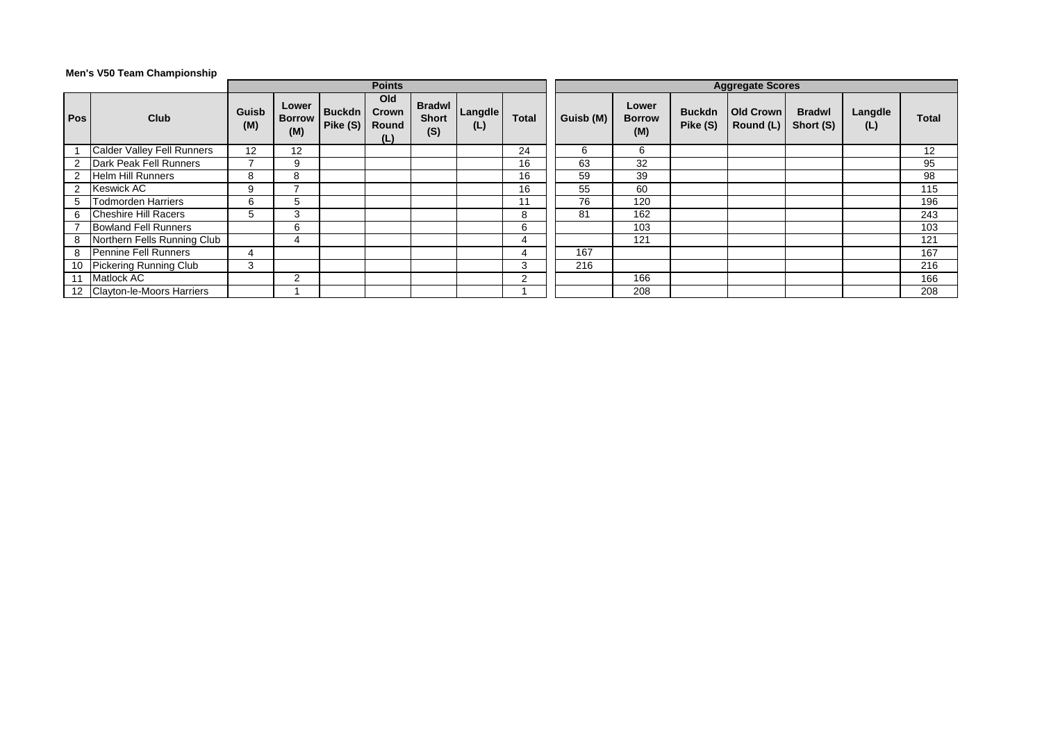**Men's V50 Team Championship**

| Pos | Club | Points | | | | | | | Aggregate Scores | | | | | | |
|---|---|---|---|---|---|---|---|---|---|---|---|---|---|---|---|
| | | Guisb (M) | Lower Borrow (M) | Buckdn Pike (S) | Old Crown Round (L) | Bradwl Short (S) | Langdle (L) | Total | Guisb (M) | Lower Borrow (M) | Buckdn Pike (S) | Old Crown Round (L) | Bradwl Short (S) | Langdle (L) | Total |
| 1 | Calder Valley Fell Runners | 12 | 12 | | | | | 24 | 6 | 6 | | | | | 12 |
| 2 | Dark Peak Fell Runners | 7 | 9 | | | | | 16 | 63 | 32 | | | | | 95 |
| 2 | Helm Hill Runners | 8 | 8 | | | | | 16 | 59 | 39 | | | | | 98 |
| 2 | Keswick AC | 9 | 7 | | | | | 16 | 55 | 60 | | | | | 115 |
| 5 | Todmorden Harriers | 6 | 5 | | | | | 11 | 76 | 120 | | | | | 196 |
| 6 | Cheshire Hill Racers | 5 | 3 | | | | | 8 | 81 | 162 | | | | | 243 |
| 7 | Bowland Fell Runners | | 6 | | | | | 6 | | 103 | | | | | 103 |
| 8 | Northern Fells Running Club | | 4 | | | | | 4 | | 121 | | | | | 121 |
| 8 | Pennine Fell Runners | 4 | | | | | | 4 | 167 | | | | | | 167 |
| 10 | Pickering Running Club | 3 | | | | | | 3 | 216 | | | | | | 216 |
| 11 | Matlock AC | | 2 | | | | | 2 | | 166 | | | | | 166 |
| 12 | Clayton-le-Moors Harriers | | 1 | | | | | 1 | | 208 | | | | | 208 |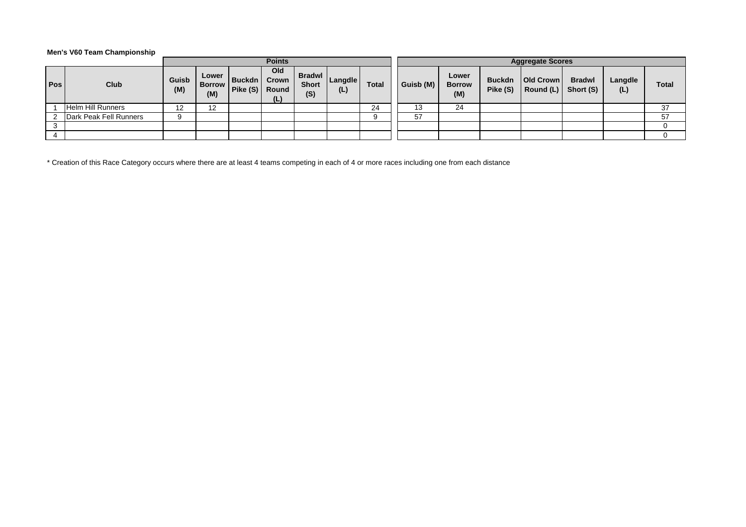**Men's V60 Team Championship**

| Pos | Club | Points | | | | | | | Aggregate Scores | | | | | | |
|---|---|---|---|---|---|---|---|---|---|---|---|---|---|---|---|
| | | Guisb (M) | Lower Borrow (M) | Buckdn Pike (S) | Old Crown Round (L) | Bradwl Short (S) | Langdle (L) | Total | Guisb (M) | Lower Borrow (M) | Buckdn Pike (S) | Old Crown Round (L) | Bradwl Short (S) | Langdle (L) | Total |
| 1 | Helm Hill Runners | 12 | 12 | | | | | 24 | 13 | 24 | | | | | 37 |
| 2 | Dark Peak Fell Runners | 9 | | | | | | 9 | 57 | | | | | | 57 |
| 3 | | | | | | | | | | | | | | | 0 |
| 4 | | | | | | | | | | | | | | | 0 |

* Creation of this Race Category occurs where there are at least 4 teams competing in each of 4 or more races including one from each distance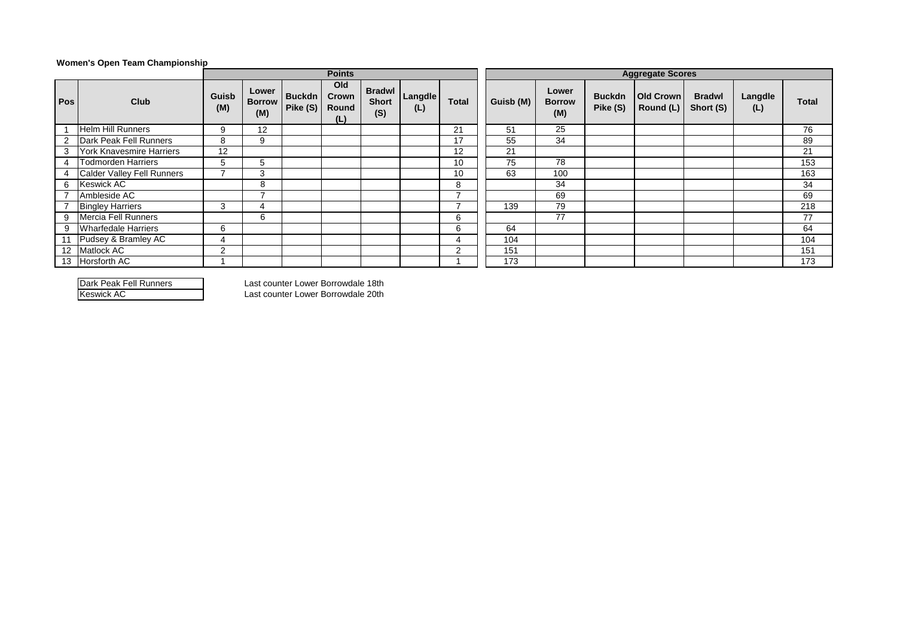**Women's Open Team Championship**

| Pos | Club | Points | | | | | | | Aggregate Scores | | | | | | |
|---|---|---|---|---|---|---|---|---|---|---|---|---|---|---|---|
| | | Guisb (M) | Lower Borrow (M) | Buckdn Pike (S) | Old Crown Round (L) | Bradwl Short (S) | Langdle (L) | Total | Guisb (M) | Lower Borrow (M) | Buckdn Pike (S) | Old Crown Round (L) | Bradwl Short (S) | Langdle (L) | Total |
| 1 | Helm Hill Runners | 9 | 12 | | | | | 21 | 51 | 25 | | | | | 76 |
| 2 | Dark Peak Fell Runners | 8 | 9 | | | | | 17 | 55 | 34 | | | | | 89 |
| 3 | York Knavesmire Harriers | 12 | | | | | | 12 | 21 | | | | | | 21 |
| 4 | Todmorden Harriers | 5 | 5 | | | | | 10 | 75 | 78 | | | | | 153 |
| 4 | Calder Valley Fell Runners | 7 | 3 | | | | | 10 | 63 | 100 | | | | | 163 |
| 6 | Keswick AC | | 8 | | | | | 8 | | 34 | | | | | 34 |
| 7 | Ambleside AC | | 7 | | | | | 7 | | 69 | | | | | 69 |
| 7 | Bingley Harriers | 3 | 4 | | | | | 7 | 139 | 79 | | | | | 218 |
| 9 | Mercia Fell Runners | | 6 | | | | | 6 | | 77 | | | | | 77 |
| 9 | Wharfedale Harriers | 6 | | | | | | 6 | 64 | | | | | | 64 |
| 11 | Pudsey & Bramley AC | 4 | | | | | | 4 | 104 | | | | | | 104 |
| 12 | Matlock AC | 2 | | | | | | 2 | 151 | | | | | | 151 |
| 13 | Horsforth AC | 1 | | | | | | 1 | 173 | | | | | | 173 |

| | |
|---|---|
| Dark Peak Fell Runners | Last counter Lower Borrowdale 18th |
| Keswick AC | Last counter Lower Borrowdale 20th |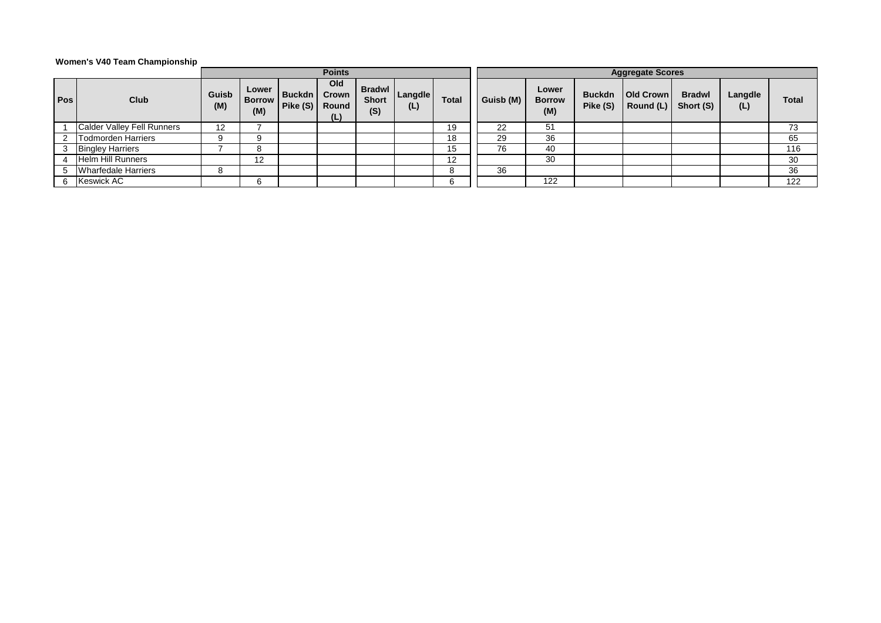**Women's V40 Team Championship**

| Pos | Club | Points | | | | | | | Aggregate Scores | | | | | | |
|---|---|---|---|---|---|---|---|---|---|---|---|---|---|---|---|
| | | Guisb (M) | Lower Borrow (M) | Buckdn Pike (S) | Old Crown Round (L) | Bradwl Short (S) | Langdle (L) | Total | Guisb (M) | Lower Borrow (M) | Buckdn Pike (S) | Old Crown Round (L) | Bradwl Short (S) | Langdle (L) | Total |
| 1 | Calder Valley Fell Runners | 12 | 7 | | | | | 19 | 22 | 51 | | | | | 73 |
| 2 | Todmorden Harriers | 9 | 9 | | | | | 18 | 29 | 36 | | | | | 65 |
| 3 | Bingley Harriers | 7 | 8 | | | | | 15 | 76 | 40 | | | | | 116 |
| 4 | Helm Hill Runners | | 12 | | | | | 12 | | 30 | | | | | 30 |
| 5 | Wharfedale Harriers | 8 | | | | | | 8 | 36 | | | | | | 36 |
| 6 | Keswick AC | | 6 | | | | | 6 | | 122 | | | | | 122 |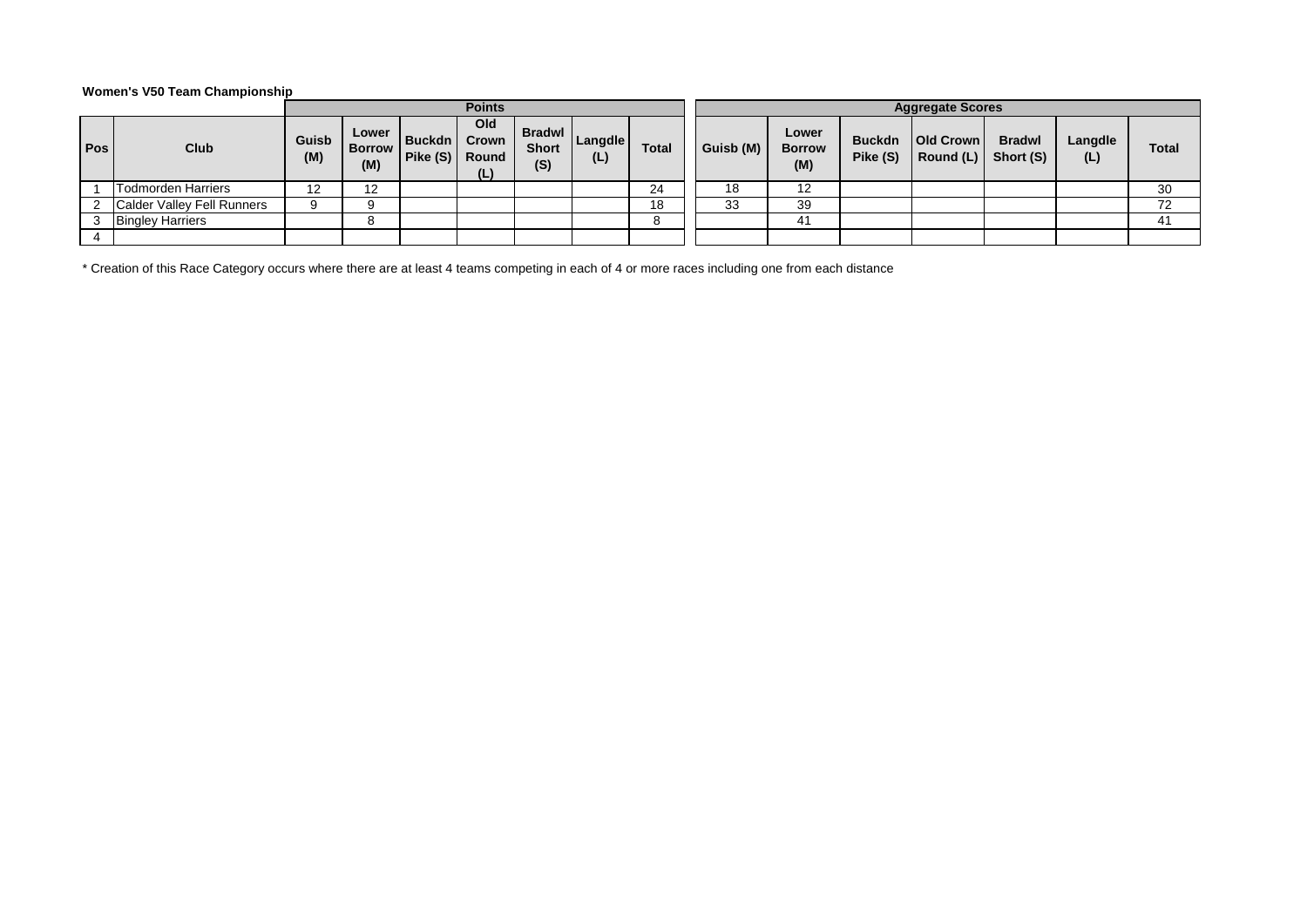**Women's V50 Team Championship**

| Pos | Club | Points | | | | | | | Aggregate Scores | | | | | | |
|---|---|---|---|---|---|---|---|---|---|---|---|---|---|---|---|
| | | Guisb (M) | Lower Borrow (M) | Buckdn Pike (S) | Old Crown Round (L) | Bradwl Short (S) | Langdle (L) | Total | Guisb (M) | Lower Borrow (M) | Buckdn Pike (S) | Old Crown Round (L) | Bradwl Short (S) | Langdle (L) | Total |
| 1 | Todmorden Harriers | 12 | 12 | | | | | 24 | 18 | 12 | | | | | 30 |
| 2 | Calder Valley Fell Runners | 9 | 9 | | | | | 18 | 33 | 39 | | | | | 72 |
| 3 | Bingley Harriers | | 8 | | | | | 8 | | 41 | | | | | 41 |
| 4 | | | | | | | | | | | | | | | |

* Creation of this Race Category occurs where there are at least 4 teams competing in each of 4 or more races including one from each distance